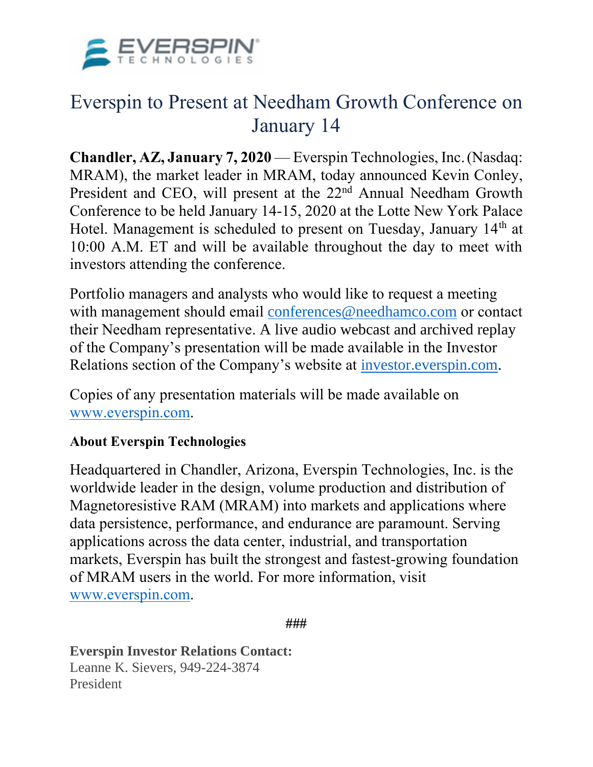# Everspin to Present at Needham Growth Conference on January 14

**Chandler, AZ, January 7, 2020** — Everspin Technologies, Inc. (Nasdaq: MRAM), the market leader in MRAM, today announced Kevin Conley, President and CEO, will present at the 22nd Annual Needham Growth Conference to be held January 14-15, 2020 at the Lotte New York Palace Hotel. Management is scheduled to present on Tuesday, January 14th at 10:00 A.M. ET and will be available throughout the day to meet with investors attending the conference.

Portfolio managers and analysts who would like to request a meeting with management should email conferences@needhamco.com or contact their Needham representative. A live audio webcast and archived replay of the Company's presentation will be made available in the Investor Relations section of the Company's website at investor.everspin.com.

Copies of any presentation materials will be made available on www.everspin.com.

**About Everspin Technologies**

Headquartered in Chandler, Arizona, Everspin Technologies, Inc. is the worldwide leader in the design, volume production and distribution of Magnetoresistive RAM (MRAM) into markets and applications where data persistence, performance, and endurance are paramount. Serving applications across the data center, industrial, and transportation markets, Everspin has built the strongest and fastest-growing foundation of MRAM users in the world. For more information, visit www.everspin.com.

###

**Everspin Investor Relations Contact:**
Leanne K. Sievers, 949-224-3874
President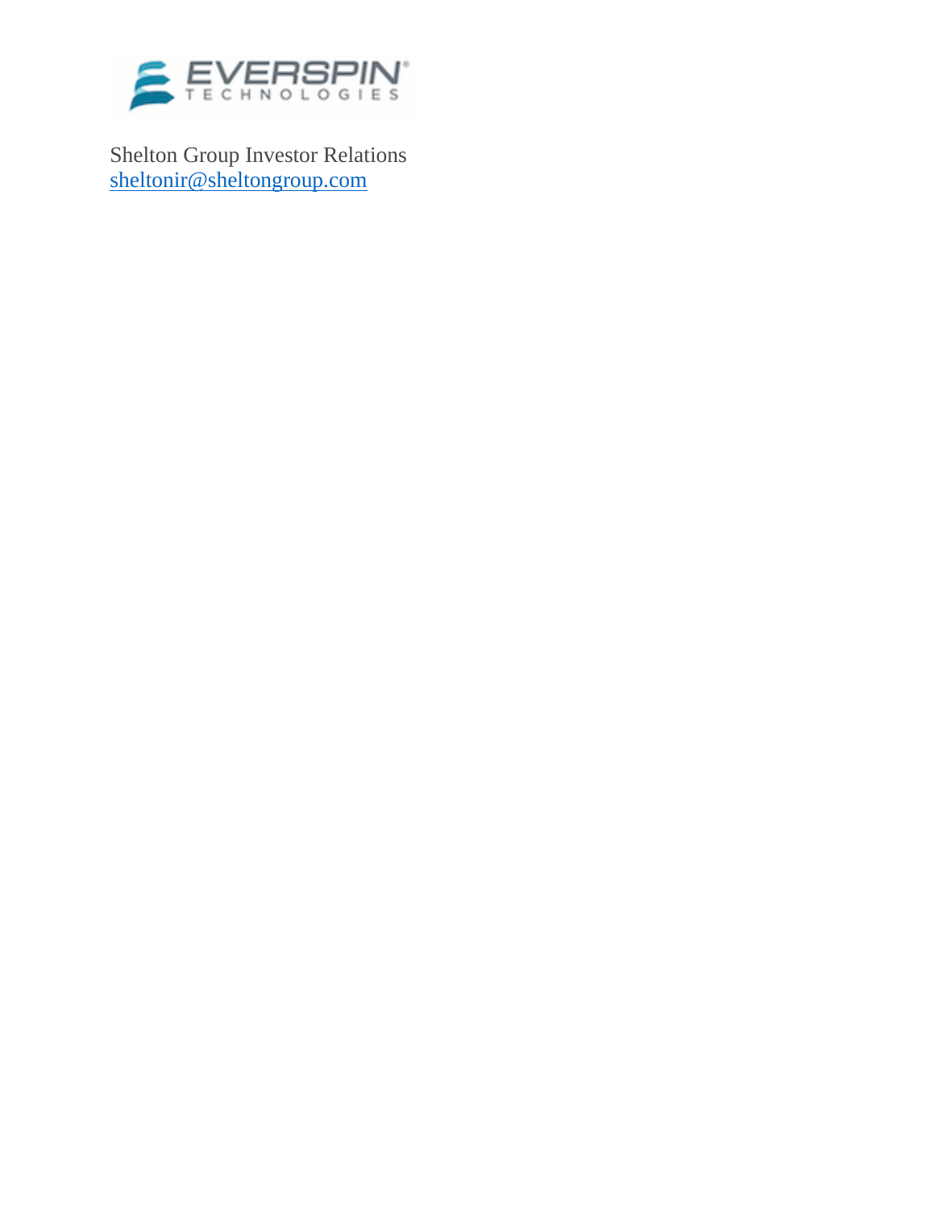Shelton Group Investor Relations
sheltonir@sheltongroup.com